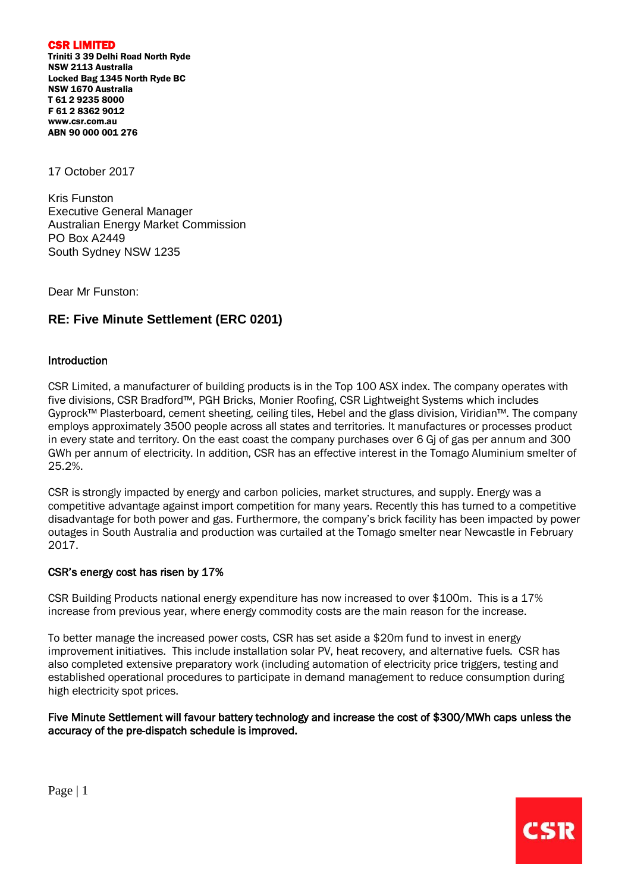**CSR LIMITED**
**Triniti 3 39 Delhi Road North Ryde**
**NSW 2113 Australia**
**Locked Bag 1345 North Ryde BC**
**NSW 1670 Australia**
**T 61 2 9235 8000**
**F 61 2 8362 9012**
**www.csr.com.au**
**ABN 90 000 001 276**

17 October 2017

Kris Funston
Executive General Manager
Australian Energy Market Commission
PO Box A2449
South Sydney NSW 1235

Dear Mr Funston:

## RE: Five Minute Settlement (ERC 0201)

### Introduction

CSR Limited, a manufacturer of building products is in the Top 100 ASX index. The company operates with five divisions, CSR Bradford™, PGH Bricks, Monier Roofing, CSR Lightweight Systems which includes Gyprock™ Plasterboard, cement sheeting, ceiling tiles, Hebel and the glass division, Viridian™. The company employs approximately 3500 people across all states and territories. It manufactures or processes product in every state and territory. On the east coast the company purchases over 6 Gj of gas per annum and 300 GWh per annum of electricity. In addition, CSR has an effective interest in the Tomago Aluminium smelter of 25.2%.

CSR is strongly impacted by energy and carbon policies, market structures, and supply. Energy was a competitive advantage against import competition for many years. Recently this has turned to a competitive disadvantage for both power and gas. Furthermore, the company's brick facility has been impacted by power outages in South Australia and production was curtailed at the Tomago smelter near Newcastle in February 2017.

### CSR's energy cost has risen by 17%

CSR Building Products national energy expenditure has now increased to over $100m. This is a 17% increase from previous year, where energy commodity costs are the main reason for the increase.

To better manage the increased power costs, CSR has set aside a $20m fund to invest in energy improvement initiatives. This include installation solar PV, heat recovery, and alternative fuels. CSR has also completed extensive preparatory work (including automation of electricity price triggers, testing and established operational procedures to participate in demand management to reduce consumption during high electricity spot prices.

### Five Minute Settlement will favour battery technology and increase the cost of $300/MWh caps unless the accuracy of the pre-dispatch schedule is improved.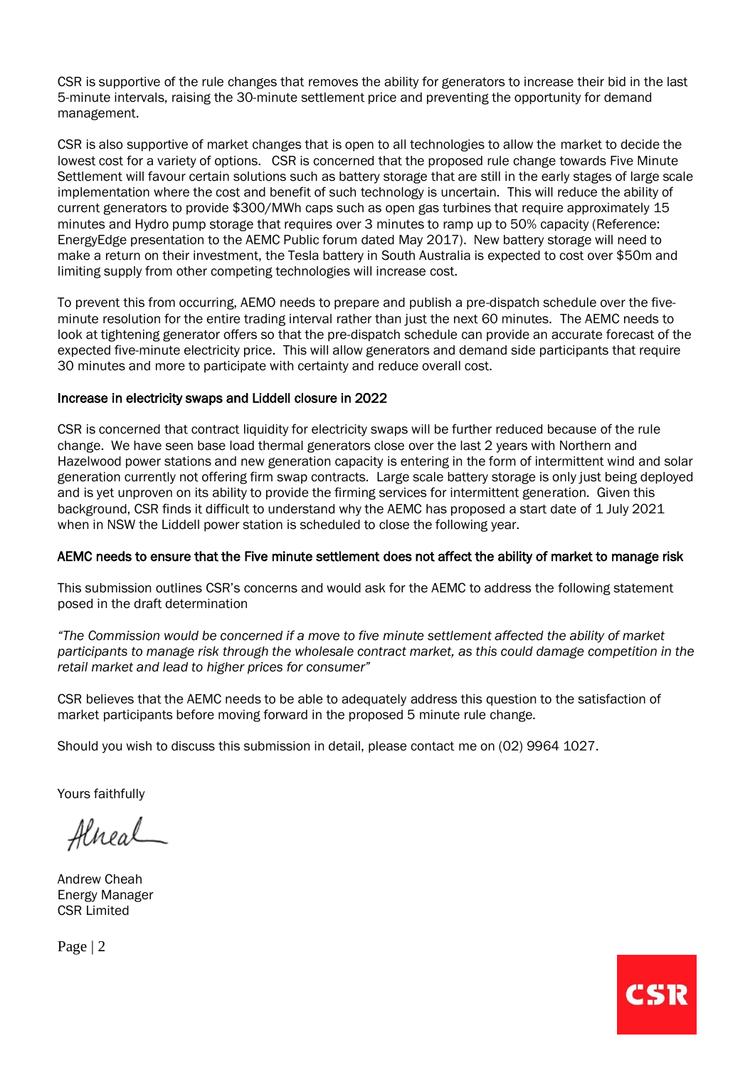CSR is supportive of the rule changes that removes the ability for generators to increase their bid in the last 5-minute intervals, raising the 30-minute settlement price and preventing the opportunity for demand management.

CSR is also supportive of market changes that is open to all technologies to allow the market to decide the lowest cost for a variety of options. CSR is concerned that the proposed rule change towards Five Minute Settlement will favour certain solutions such as battery storage that are still in the early stages of large scale implementation where the cost and benefit of such technology is uncertain. This will reduce the ability of current generators to provide $300/MWh caps such as open gas turbines that require approximately 15 minutes and Hydro pump storage that requires over 3 minutes to ramp up to 50% capacity (Reference: EnergyEdge presentation to the AEMC Public forum dated May 2017). New battery storage will need to make a return on their investment, the Tesla battery in South Australia is expected to cost over $50m and limiting supply from other competing technologies will increase cost.

To prevent this from occurring, AEMO needs to prepare and publish a pre-dispatch schedule over the five-minute resolution for the entire trading interval rather than just the next 60 minutes. The AEMC needs to look at tightening generator offers so that the pre-dispatch schedule can provide an accurate forecast of the expected five-minute electricity price. This will allow generators and demand side participants that require 30 minutes and more to participate with certainty and reduce overall cost.

## Increase in electricity swaps and Liddell closure in 2022

CSR is concerned that contract liquidity for electricity swaps will be further reduced because of the rule change. We have seen base load thermal generators close over the last 2 years with Northern and Hazelwood power stations and new generation capacity is entering in the form of intermittent wind and solar generation currently not offering firm swap contracts. Large scale battery storage is only just being deployed and is yet unproven on its ability to provide the firming services for intermittent generation. Given this background, CSR finds it difficult to understand why the AEMC has proposed a start date of 1 July 2021 when in NSW the Liddell power station is scheduled to close the following year.

## AEMC needs to ensure that the Five minute settlement does not affect the ability of market to manage risk

This submission outlines CSR's concerns and would ask for the AEMC to address the following statement posed in the draft determination

*"The Commission would be concerned if a move to five minute settlement affected the ability of market participants to manage risk through the wholesale contract market, as this could damage competition in the retail market and lead to higher prices for consumer"*

CSR believes that the AEMC needs to be able to adequately address this question to the satisfaction of market participants before moving forward in the proposed 5 minute rule change.

Should you wish to discuss this submission in detail, please contact me on (02) 9964 1027.

Yours faithfully

Andrew Cheah
Energy Manager
CSR Limited